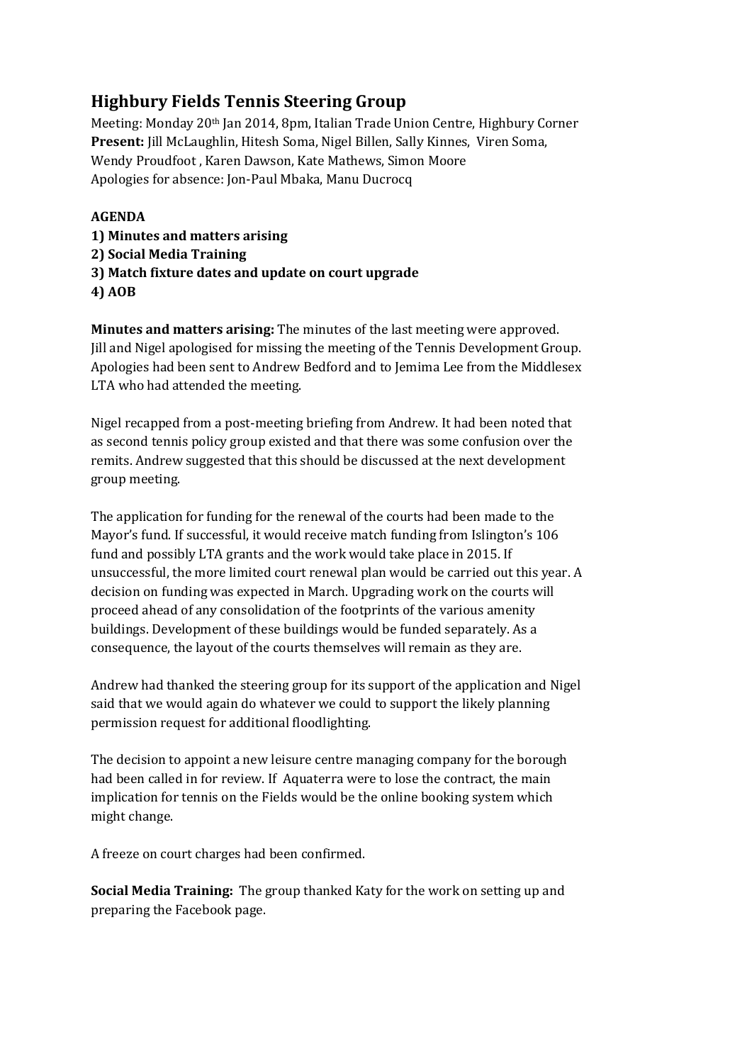# Highbury Fields Tennis Steering Group

Meeting: Monday 20th Jan 2014, 8pm, Italian Trade Union Centre, Highbury Corner
**Present:** Jill McLaughlin, Hitesh Soma, Nigel Billen, Sally Kinnes, Viren Soma, Wendy Proudfoot , Karen Dawson, Kate Mathews, Simon Moore
Apologies for absence: Jon-Paul Mbaka, Manu Ducrocq

**AGENDA**
**1) Minutes and matters arising**
**2) Social Media Training**
**3) Match fixture dates and update on court upgrade**
**4) AOB**

**Minutes and matters arising:** The minutes of the last meeting were approved. Jill and Nigel apologised for missing the meeting of the Tennis Development Group. Apologies had been sent to Andrew Bedford and to Jemima Lee from the Middlesex LTA who had attended the meeting.

Nigel recapped from a post-meeting briefing from Andrew. It had been noted that as second tennis policy group existed and that there was some confusion over the remits. Andrew suggested that this should be discussed at the next development group meeting.

The application for funding for the renewal of the courts had been made to the Mayor's fund. If successful, it would receive match funding from Islington's 106 fund and possibly LTA grants and the work would take place in 2015. If unsuccessful, the more limited court renewal plan would be carried out this year. A decision on funding was expected in March. Upgrading work on the courts will proceed ahead of any consolidation of the footprints of the various amenity buildings. Development of these buildings would be funded separately. As a consequence, the layout of the courts themselves will remain as they are.

Andrew had thanked the steering group for its support of the application and Nigel said that we would again do whatever we could to support the likely planning permission request for additional floodlighting.

The decision to appoint a new leisure centre managing company for the borough had been called in for review. If Aquaterra were to lose the contract, the main implication for tennis on the Fields would be the online booking system which might change.

A freeze on court charges had been confirmed.

**Social Media Training:** The group thanked Katy for the work on setting up and preparing the Facebook page.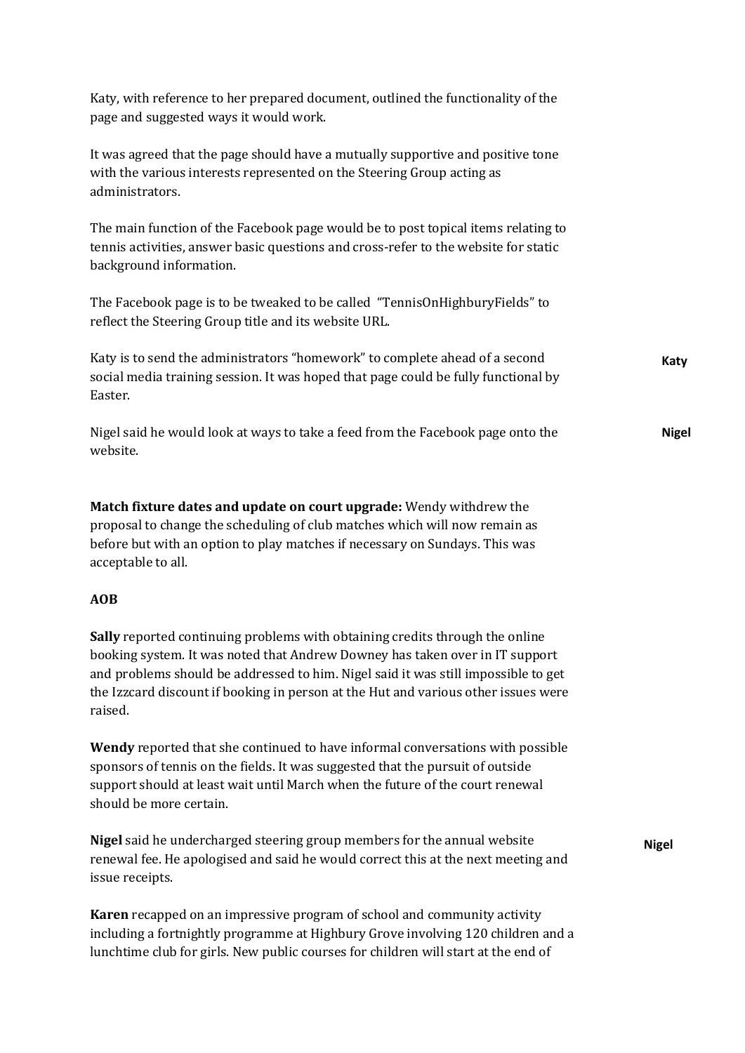Katy, with reference to her prepared document, outlined the functionality of the page and suggested ways it would work.

It was agreed that the page should have a mutually supportive and positive tone with the various interests represented on the Steering Group acting as administrators.

The main function of the Facebook page would be to post topical items relating to tennis activities, answer basic questions and cross-refer to the website for static background information.

The Facebook page is to be tweaked to be called "TennisOnHighburyFields" to reflect the Steering Group title and its website URL.

Katy is to send the administrators "homework" to complete ahead of a second social media training session. It was hoped that page could be fully functional by Easter. **Katy**

Nigel said he would look at ways to take a feed from the Facebook page onto the website. **Nigel**

**Match fixture dates and update on court upgrade:** Wendy withdrew the proposal to change the scheduling of club matches which will now remain as before but with an option to play matches if necessary on Sundays. This was acceptable to all.

**AOB**

**Sally** reported continuing problems with obtaining credits through the online booking system. It was noted that Andrew Downey has taken over in IT support and problems should be addressed to him. Nigel said it was still impossible to get the Izzcard discount if booking in person at the Hut and various other issues were raised.

**Wendy** reported that she continued to have informal conversations with possible sponsors of tennis on the fields. It was suggested that the pursuit of outside support should at least wait until March when the future of the court renewal should be more certain.

**Nigel** said he undercharged steering group members for the annual website renewal fee. He apologised and said he would correct this at the next meeting and issue receipts. **Nigel**

**Karen** recapped on an impressive program of school and community activity including a fortnightly programme at Highbury Grove involving 120 children and a lunchtime club for girls. New public courses for children will start at the end of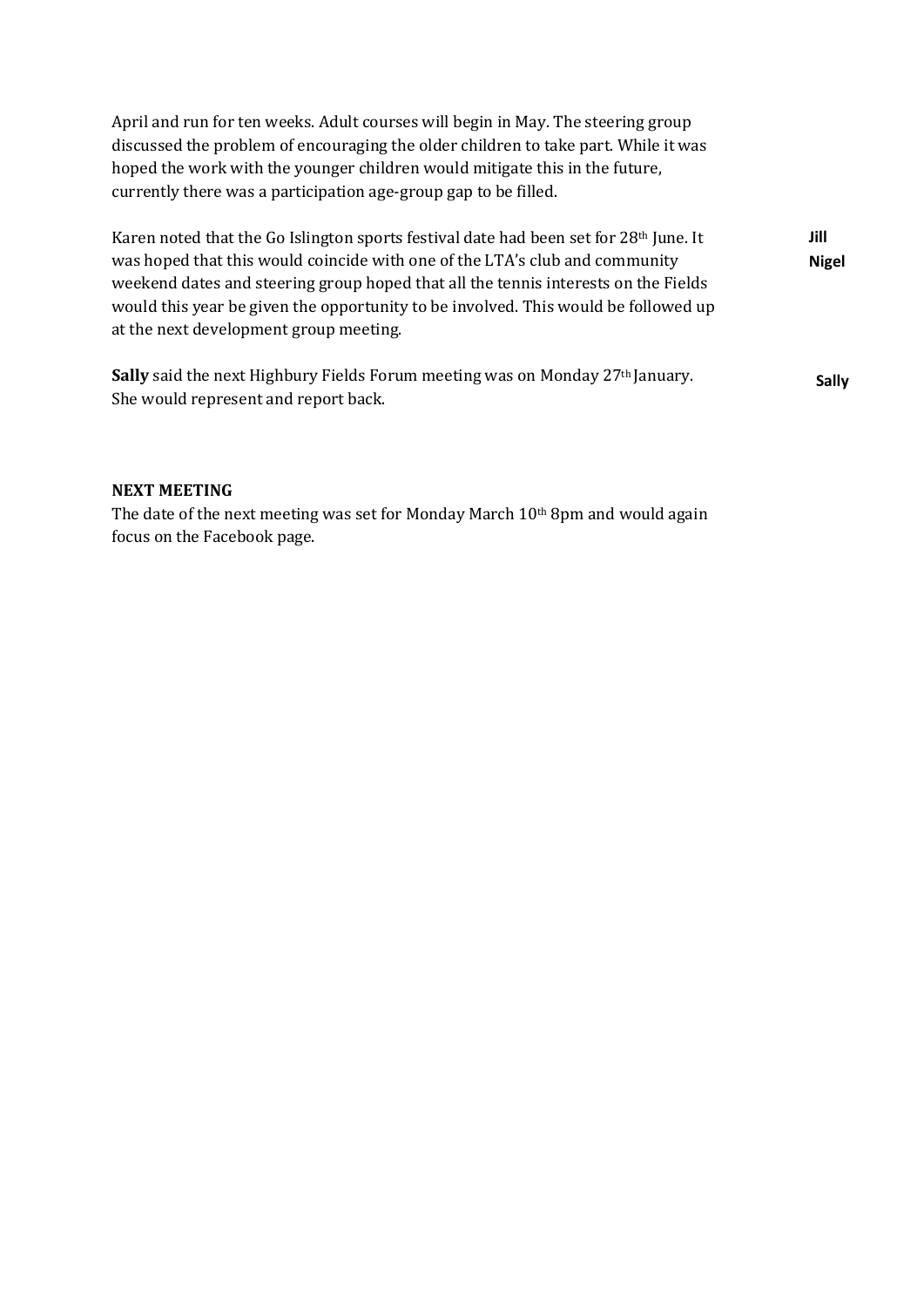April and run for ten weeks. Adult courses will begin in May. The steering group discussed the problem of encouraging the older children to take part. While it was hoped the work with the younger children would mitigate this in the future, currently there was a participation age-group gap to be filled.

Karen noted that the Go Islington sports festival date had been set for 28th June. It was hoped that this would coincide with one of the LTA's club and community weekend dates and steering group hoped that all the tennis interests on the Fields would this year be given the opportunity to be involved. This would be followed up at the next development group meeting. **Jill** **Nigel**

**Sally** said the next Highbury Fields Forum meeting was on Monday 27th January. She would represent and report back. **Sally**

**NEXT MEETING**

The date of the next meeting was set for Monday March 10th 8pm and would again focus on the Facebook page.